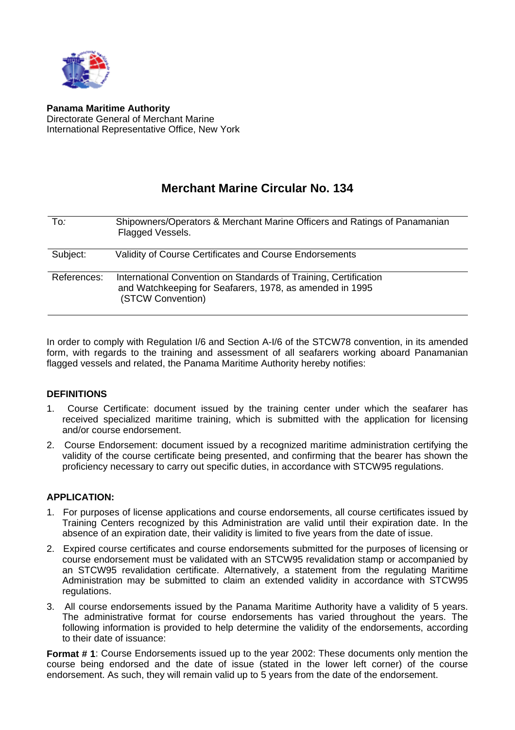**Panama Maritime Authority**
Directorate General of Merchant Marine
International Representative Office, New York

# Merchant Marine Circular No. 134

| | |
|---|---|
| To: | Shipowners/Operators & Merchant Marine Officers and Ratings of Panamanian Flagged Vessels. |
| Subject: | Validity of Course Certificates and Course Endorsements |
| References: | International Convention on Standards of Training, Certification and Watchkeeping for Seafarers, 1978, as amended in 1995 (STCW Convention) |

In order to comply with Regulation I/6 and Section A-I/6 of the STCW78 convention, in its amended form, with regards to the training and assessment of all seafarers working aboard Panamanian flagged vessels and related, the Panama Maritime Authority hereby notifies:

## DEFINITIONS

1. Course Certificate: document issued by the training center under which the seafarer has received specialized maritime training, which is submitted with the application for licensing and/or course endorsement.
2. Course Endorsement: document issued by a recognized maritime administration certifying the validity of the course certificate being presented, and confirming that the bearer has shown the proficiency necessary to carry out specific duties, in accordance with STCW95 regulations.

## APPLICATION:

1. For purposes of license applications and course endorsements, all course certificates issued by Training Centers recognized by this Administration are valid until their expiration date. In the absence of an expiration date, their validity is limited to five years from the date of issue.
2. Expired course certificates and course endorsements submitted for the purposes of licensing or course endorsement must be validated with an STCW95 revalidation stamp or accompanied by an STCW95 revalidation certificate. Alternatively, a statement from the regulating Maritime Administration may be submitted to claim an extended validity in accordance with STCW95 regulations.
3. All course endorsements issued by the Panama Maritime Authority have a validity of 5 years. The administrative format for course endorsements has varied throughout the years. The following information is provided to help determine the validity of the endorsements, according to their date of issuance:

**Format # 1**: Course Endorsements issued up to the year 2002: These documents only mention the course being endorsed and the date of issue (stated in the lower left corner) of the course endorsement. As such, they will remain valid up to 5 years from the date of the endorsement.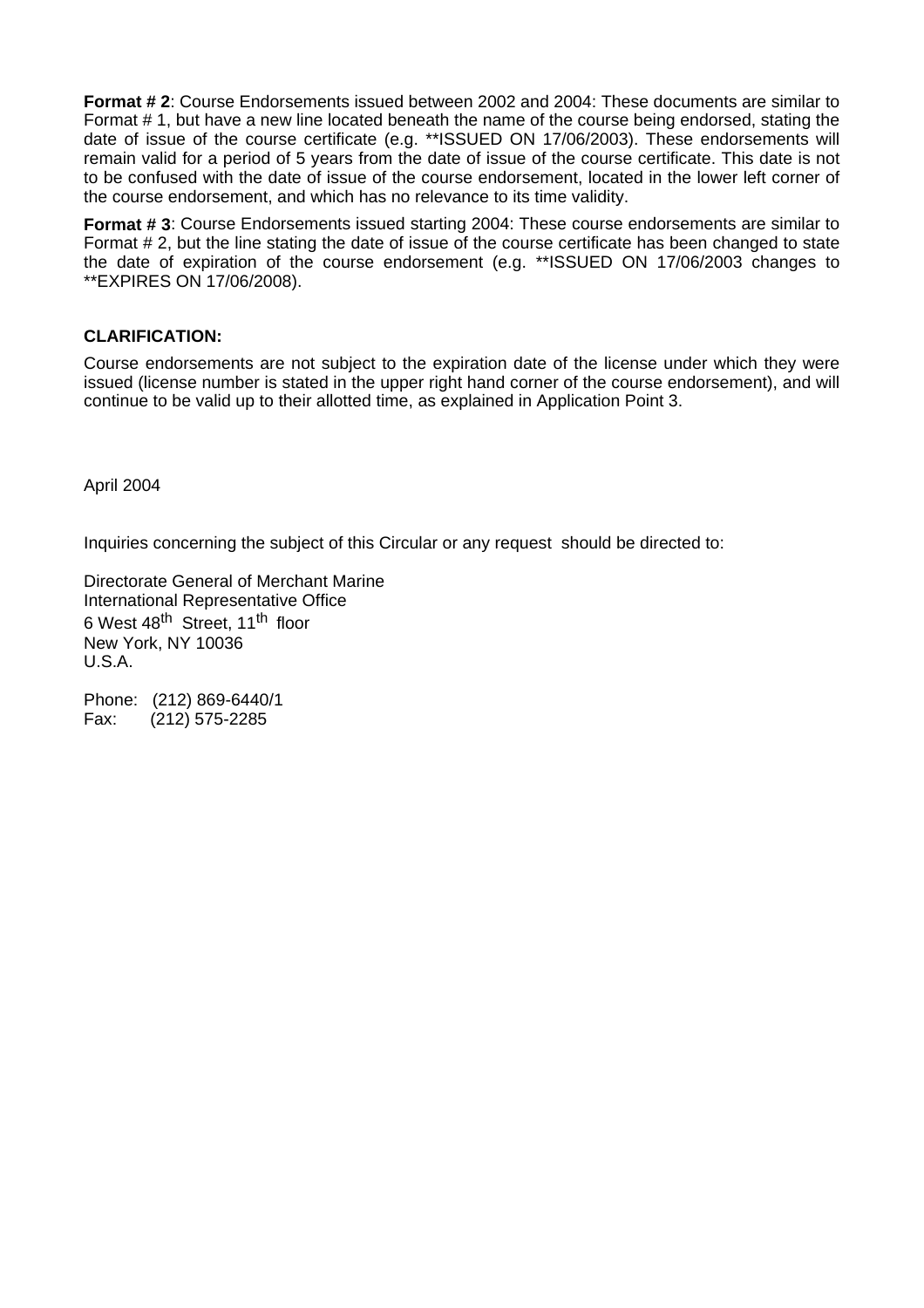**Format # 2**: Course Endorsements issued between 2002 and 2004: These documents are similar to Format # 1, but have a new line located beneath the name of the course being endorsed, stating the date of issue of the course certificate (e.g. **ISSUED ON 17/06/2003). These endorsements will remain valid for a period of 5 years from the date of issue of the course certificate. This date is not to be confused with the date of issue of the course endorsement, located in the lower left corner of the course endorsement, and which has no relevance to its time validity.

**Format # 3**: Course Endorsements issued starting 2004: These course endorsements are similar to Format # 2, but the line stating the date of issue of the course certificate has been changed to state the date of expiration of the course endorsement (e.g. **ISSUED ON 17/06/2003 changes to **EXPIRES ON 17/06/2008).

**CLARIFICATION:**

Course endorsements are not subject to the expiration date of the license under which they were issued (license number is stated in the upper right hand corner of the course endorsement), and will continue to be valid up to their allotted time, as explained in Application Point 3.

April 2004

Inquiries concerning the subject of this Circular or any request should be directed to:

Directorate General of Merchant Marine
International Representative Office
6 West 48th Street, 11th floor
New York, NY 10036
U.S.A.

Phone: (212) 869-6440/1
Fax: (212) 575-2285